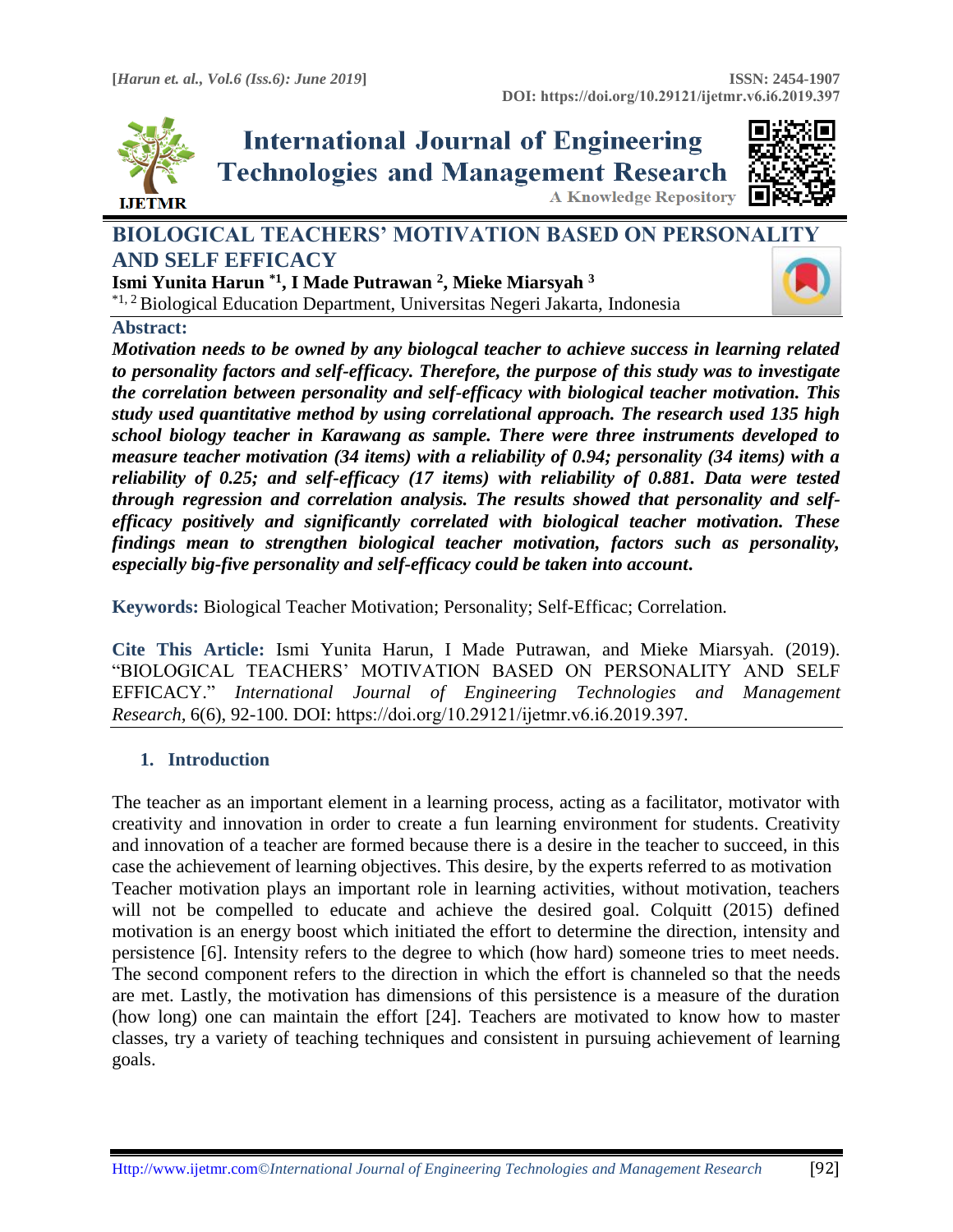# BIOLOGICAL TEACHERS' MOTIVATION BASED ON PERSONALITY AND SELF EFFICACY

**Ismi Yunita Harun [*1], I Made Putrawan [2], Mieke Miarsyah [3]**

[*1, 2] Biological Education Department, Universitas Negeri Jakarta, Indonesia

## Abstract:

***Motivation needs to be owned by any biologcal teacher to achieve success in learning related to personality factors and self-efficacy. Therefore, the purpose of this study was to investigate the correlation between personality and self-efficacy with biological teacher motivation. This study used quantitative method by using correlational approach. The research used 135 high school biology teacher in Karawang as sample. There were three instruments developed to measure teacher motivation (34 items) with a reliability of 0.94; personality (34 items) with a reliability of 0.25; and self-efficacy (17 items) with reliability of 0.881. Data were tested through regression and correlation analysis. The results showed that personality and self-efficacy positively and significantly correlated with biological teacher motivation. These findings mean to strengthen biological teacher motivation, factors such as personality, especially big-five personality and self-efficacy could be taken into account.***

**Keywords:** Biological Teacher Motivation; Personality; Self-Efficac; Correlation.

**Cite This Article:** Ismi Yunita Harun, I Made Putrawan, and Mieke Miarsyah. (2019). "BIOLOGICAL TEACHERS' MOTIVATION BASED ON PERSONALITY AND SELF EFFICACY." *International Journal of Engineering Technologies and Management Research,* 6(6), 92-100. DOI: https://doi.org/10.29121/ijetmr.v6.i6.2019.397.

## 1. Introduction

The teacher as an important element in a learning process, acting as a facilitator, motivator with creativity and innovation in order to create a fun learning environment for students. Creativity and innovation of a teacher are formed because there is a desire in the teacher to succeed, in this case the achievement of learning objectives. This desire, by the experts referred to as motivation Teacher motivation plays an important role in learning activities, without motivation, teachers will not be compelled to educate and achieve the desired goal. Colquitt (2015) defined motivation is an energy boost which initiated the effort to determine the direction, intensity and persistence [6]. Intensity refers to the degree to which (how hard) someone tries to meet needs. The second component refers to the direction in which the effort is channeled so that the needs are met. Lastly, the motivation has dimensions of this persistence is a measure of the duration (how long) one can maintain the effort [24]. Teachers are motivated to know how to master classes, try a variety of teaching techniques and consistent in pursuing achievement of learning goals.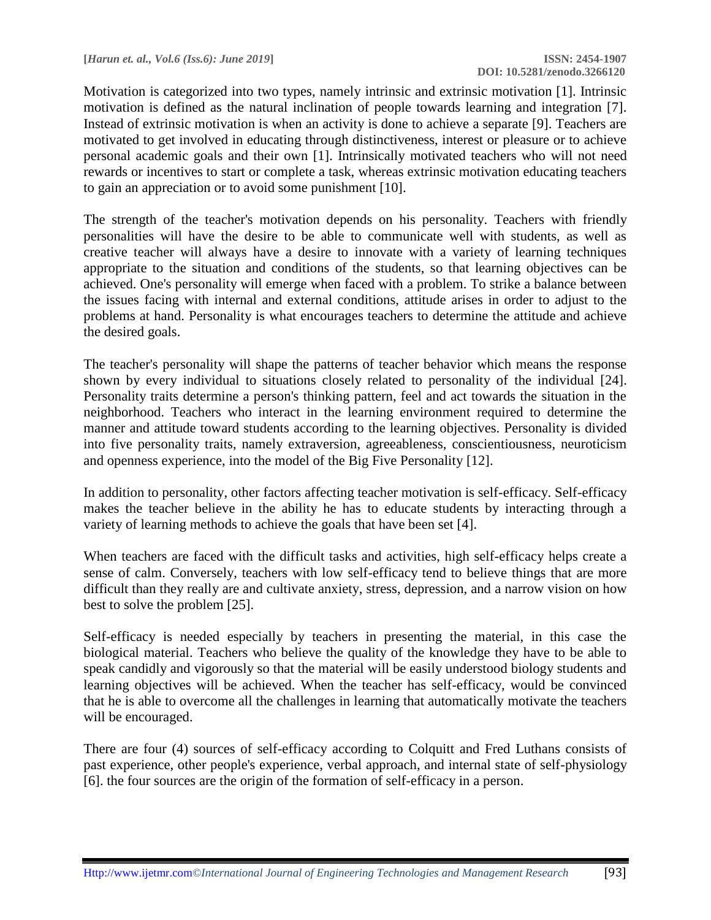Motivation is categorized into two types, namely intrinsic and extrinsic motivation [1]. Intrinsic motivation is defined as the natural inclination of people towards learning and integration [7]. Instead of extrinsic motivation is when an activity is done to achieve a separate [9]. Teachers are motivated to get involved in educating through distinctiveness, interest or pleasure or to achieve personal academic goals and their own [1]. Intrinsically motivated teachers who will not need rewards or incentives to start or complete a task, whereas extrinsic motivation educating teachers to gain an appreciation or to avoid some punishment [10].

The strength of the teacher's motivation depends on his personality. Teachers with friendly personalities will have the desire to be able to communicate well with students, as well as creative teacher will always have a desire to innovate with a variety of learning techniques appropriate to the situation and conditions of the students, so that learning objectives can be achieved. One's personality will emerge when faced with a problem. To strike a balance between the issues facing with internal and external conditions, attitude arises in order to adjust to the problems at hand. Personality is what encourages teachers to determine the attitude and achieve the desired goals.

The teacher's personality will shape the patterns of teacher behavior which means the response shown by every individual to situations closely related to personality of the individual [24]. Personality traits determine a person's thinking pattern, feel and act towards the situation in the neighborhood. Teachers who interact in the learning environment required to determine the manner and attitude toward students according to the learning objectives. Personality is divided into five personality traits, namely extraversion, agreeableness, conscientiousness, neuroticism and openness experience, into the model of the Big Five Personality [12].

In addition to personality, other factors affecting teacher motivation is self-efficacy. Self-efficacy makes the teacher believe in the ability he has to educate students by interacting through a variety of learning methods to achieve the goals that have been set [4].

When teachers are faced with the difficult tasks and activities, high self-efficacy helps create a sense of calm. Conversely, teachers with low self-efficacy tend to believe things that are more difficult than they really are and cultivate anxiety, stress, depression, and a narrow vision on how best to solve the problem [25].

Self-efficacy is needed especially by teachers in presenting the material, in this case the biological material. Teachers who believe the quality of the knowledge they have to be able to speak candidly and vigorously so that the material will be easily understood biology students and learning objectives will be achieved. When the teacher has self-efficacy, would be convinced that he is able to overcome all the challenges in learning that automatically motivate the teachers will be encouraged.

There are four (4) sources of self-efficacy according to Colquitt and Fred Luthans consists of past experience, other people's experience, verbal approach, and internal state of self-physiology [6]. the four sources are the origin of the formation of self-efficacy in a person.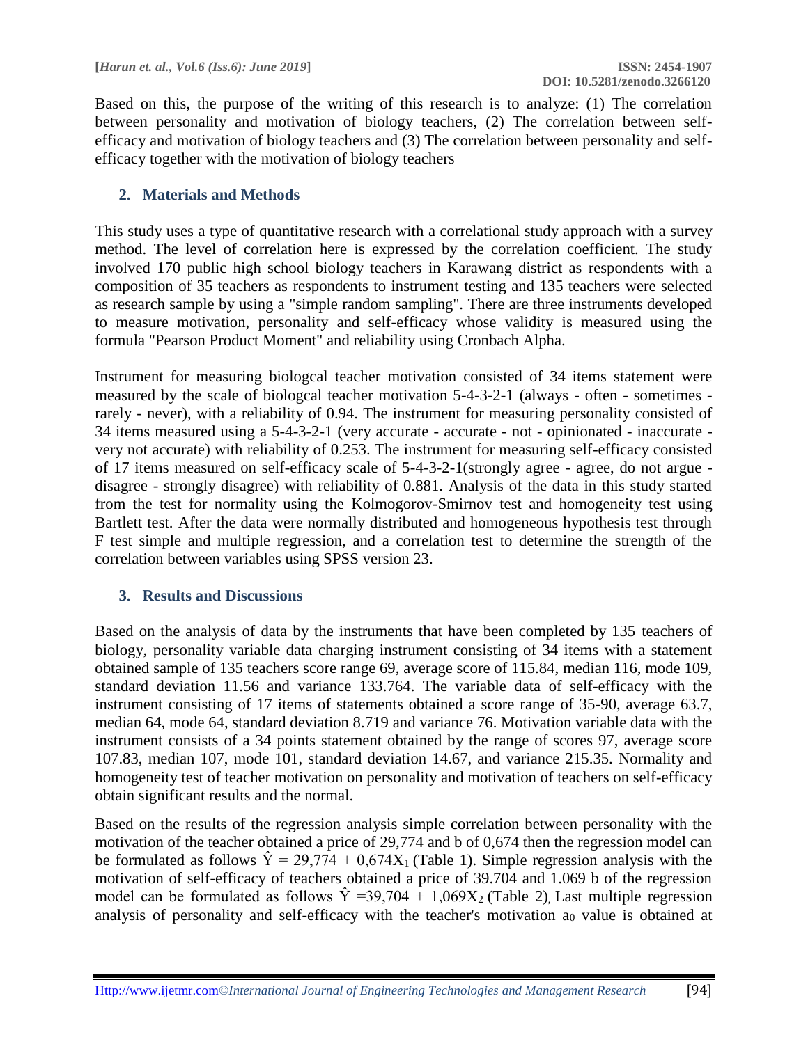Based on this, the purpose of the writing of this research is to analyze: (1) The correlation between personality and motivation of biology teachers, (2) The correlation between self-efficacy and motivation of biology teachers and (3) The correlation between personality and self-efficacy together with the motivation of biology teachers

## 2. Materials and Methods

This study uses a type of quantitative research with a correlational study approach with a survey method. The level of correlation here is expressed by the correlation coefficient. The study involved 170 public high school biology teachers in Karawang district as respondents with a composition of 35 teachers as respondents to instrument testing and 135 teachers were selected as research sample by using a "simple random sampling". There are three instruments developed to measure motivation, personality and self-efficacy whose validity is measured using the formula "Pearson Product Moment" and reliability using Cronbach Alpha.

Instrument for measuring biologcal teacher motivation consisted of 34 items statement were measured by the scale of biologcal teacher motivation 5-4-3-2-1 (always - often - sometimes - rarely - never), with a reliability of 0.94. The instrument for measuring personality consisted of 34 items measured using a 5-4-3-2-1 (very accurate - accurate - not - opinionated - inaccurate - very not accurate) with reliability of 0.253. The instrument for measuring self-efficacy consisted of 17 items measured on self-efficacy scale of 5-4-3-2-1(strongly agree - agree, do not argue - disagree - strongly disagree) with reliability of 0.881. Analysis of the data in this study started from the test for normality using the Kolmogorov-Smirnov test and homogeneity test using Bartlett test. After the data were normally distributed and homogeneous hypothesis test through F test simple and multiple regression, and a correlation test to determine the strength of the correlation between variables using SPSS version 23.

## 3. Results and Discussions

Based on the analysis of data by the instruments that have been completed by 135 teachers of biology, personality variable data charging instrument consisting of 34 items with a statement obtained sample of 135 teachers score range 69, average score of 115.84, median 116, mode 109, standard deviation 11.56 and variance 133.764. The variable data of self-efficacy with the instrument consisting of 17 items of statements obtained a score range of 35-90, average 63.7, median 64, mode 64, standard deviation 8.719 and variance 76. Motivation variable data with the instrument consists of a 34 points statement obtained by the range of scores 97, average score 107.83, median 107, mode 101, standard deviation 14.67, and variance 215.35. Normality and homogeneity test of teacher motivation on personality and motivation of teachers on self-efficacy obtain significant results and the normal.

Based on the results of the regression analysis simple correlation between personality with the motivation of the teacher obtained a price of 29,774 and b of 0,674 then the regression model can be formulated as follows $\hat{Y} = 29{,}774 + 0{,}674X_1$ (Table 1). Simple regression analysis with the motivation of self-efficacy of teachers obtained a price of 39.704 and 1.069 b of the regression model can be formulated as follows $\hat{Y} = 39{,}704 + 1{,}069X_2$ (Table 2), Last multiple regression analysis of personality and self-efficacy with the teacher's motivation $a_0$ value is obtained at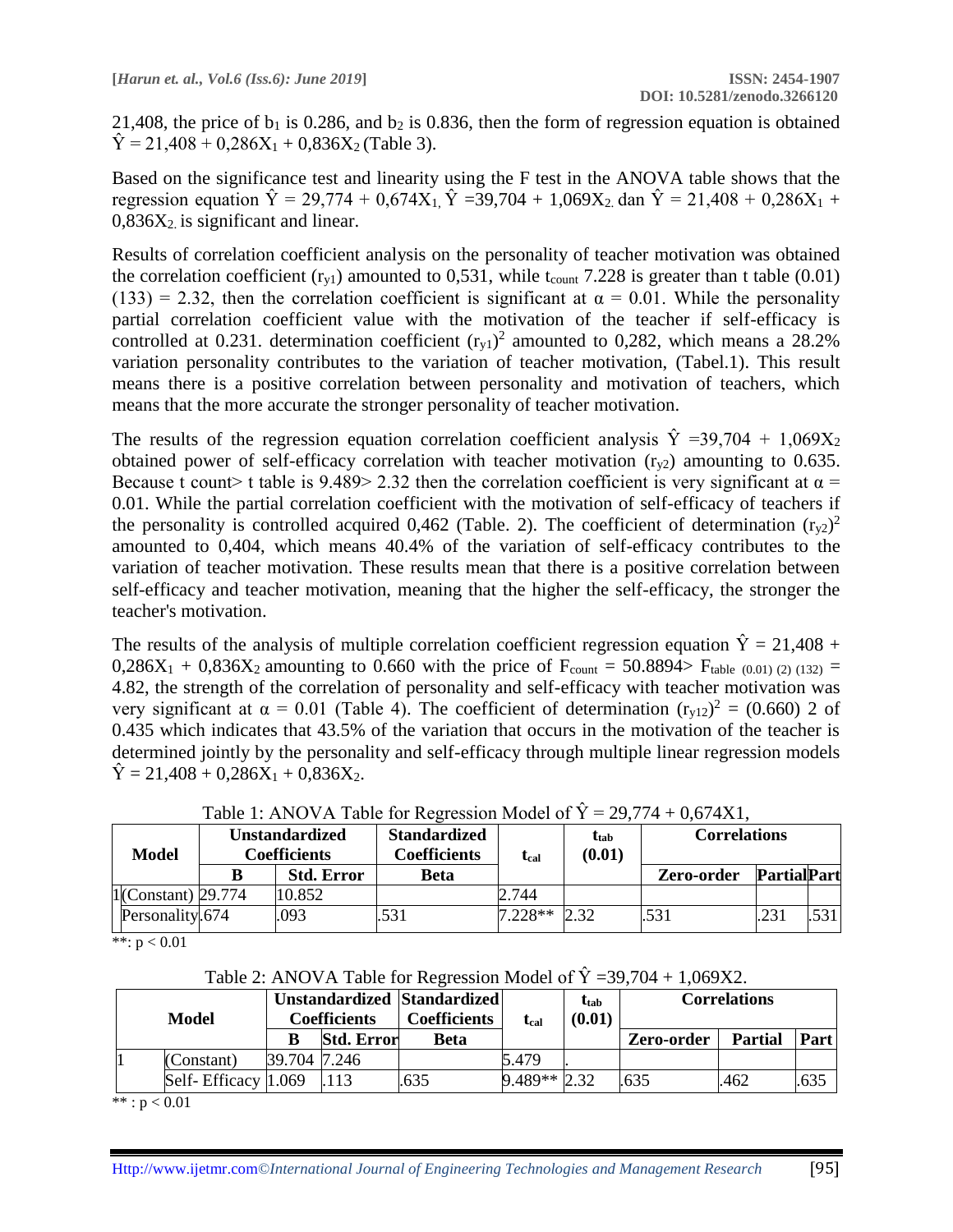21,408, the price of $b_1$ is 0.286, and $b_2$ is 0.836, then the form of regression equation is obtained $\hat{Y} = 21{,}408 + 0{,}286X_1 + 0{,}836X_2$ (Table 3).

Based on the significance test and linearity using the F test in the ANOVA table shows that the regression equation $\hat{Y} = 29{,}774 + 0{,}674X_1$, $\hat{Y} = 39{,}704 + 1{,}069X_2$ dan $\hat{Y} = 21{,}408 + 0{,}286X_1 + 0{,}836X_2$ is significant and linear.

Results of correlation coefficient analysis on the personality of teacher motivation was obtained the correlation coefficient ($r_{y1}$) amounted to 0,531, while $t_{count}$ 7.228 is greater than t table (0.01) (133) = 2.32, then the correlation coefficient is significant at $\alpha = 0.01$. While the personality partial correlation coefficient value with the motivation of the teacher if self-efficacy is controlled at 0.231. determination coefficient $(r_{y1})^2$ amounted to 0,282, which means a 28.2% variation personality contributes to the variation of teacher motivation, (Tabel.1). This result means there is a positive correlation between personality and motivation of teachers, which means that the more accurate the stronger personality of teacher motivation.

The results of the regression equation correlation coefficient analysis $\hat{Y} = 39{,}704 + 1{,}069X_2$ obtained power of self-efficacy correlation with teacher motivation ($r_{y2}$) amounting to 0.635. Because t count> t table is 9.489> 2.32 then the correlation coefficient is very significant at $\alpha = 0.01$. While the partial correlation coefficient with the motivation of self-efficacy of teachers if the personality is controlled acquired 0,462 (Table. 2). The coefficient of determination $(r_{y2})^2$ amounted to 0,404, which means 40.4% of the variation of self-efficacy contributes to the variation of teacher motivation. These results mean that there is a positive correlation between self-efficacy and teacher motivation, meaning that the higher the self-efficacy, the stronger the teacher's motivation.

The results of the analysis of multiple correlation coefficient regression equation $\hat{Y} = 21{,}408 + 0{,}286X_1 + 0{,}836X_2$ amounting to 0.660 with the price of $F_{count} = 50.8894 > F_{table\ (0.01)\ (2)\ (132)} = 4.82$, the strength of the correlation of personality and self-efficacy with teacher motivation was very significant at $\alpha = 0.01$ (Table 4). The coefficient of determination $(r_{y12})^2 = (0.660)$ 2 of 0.435 which indicates that 43.5% of the variation that occurs in the motivation of the teacher is determined jointly by the personality and self-efficacy through multiple linear regression models $\hat{Y} = 21{,}408 + 0{,}286X_1 + 0{,}836X_2$.

Table 1: ANOVA Table for Regression Model of $\hat{Y} = 29{,}774 + 0{,}674X1$,

| Model | | Unstandardized Coefficients | | Standardized Coefficients | $t_{cal}$ | $t_{tab}$ (0.01) | Correlations | | |
|---|---|---|---|---|---|---|---|---|---|
| | | B | Std. Error | Beta | | | Zero-order | Partial | Part |
| 1 | (Constant) | 29.774 | 10.852 | | 2.744 | | | | |
| | Personality | .674 | .093 | .531 | 7.228** | 2.32 | .531 | .231 | .531 |

**: $p < 0.01$

Table 2: ANOVA Table for Regression Model of $\hat{Y} = 39{,}704 + 1{,}069X2$.

| Model | | Unstandardized Coefficients | | Standardized Coefficients | $t_{cal}$ | $t_{tab}$ (0.01) | Correlations | | |
|---|---|---|---|---|---|---|---|---|---|
| | | B | Std. Error | Beta | | | Zero-order | Partial | Part |
| 1 | (Constant) | 39.704 | 7.246 | | 5.479 | . | | | |
| | Self- Efficacy | 1.069 | .113 | .635 | 9.489** | 2.32 | .635 | .462 | .635 |

** : $p < 0.01$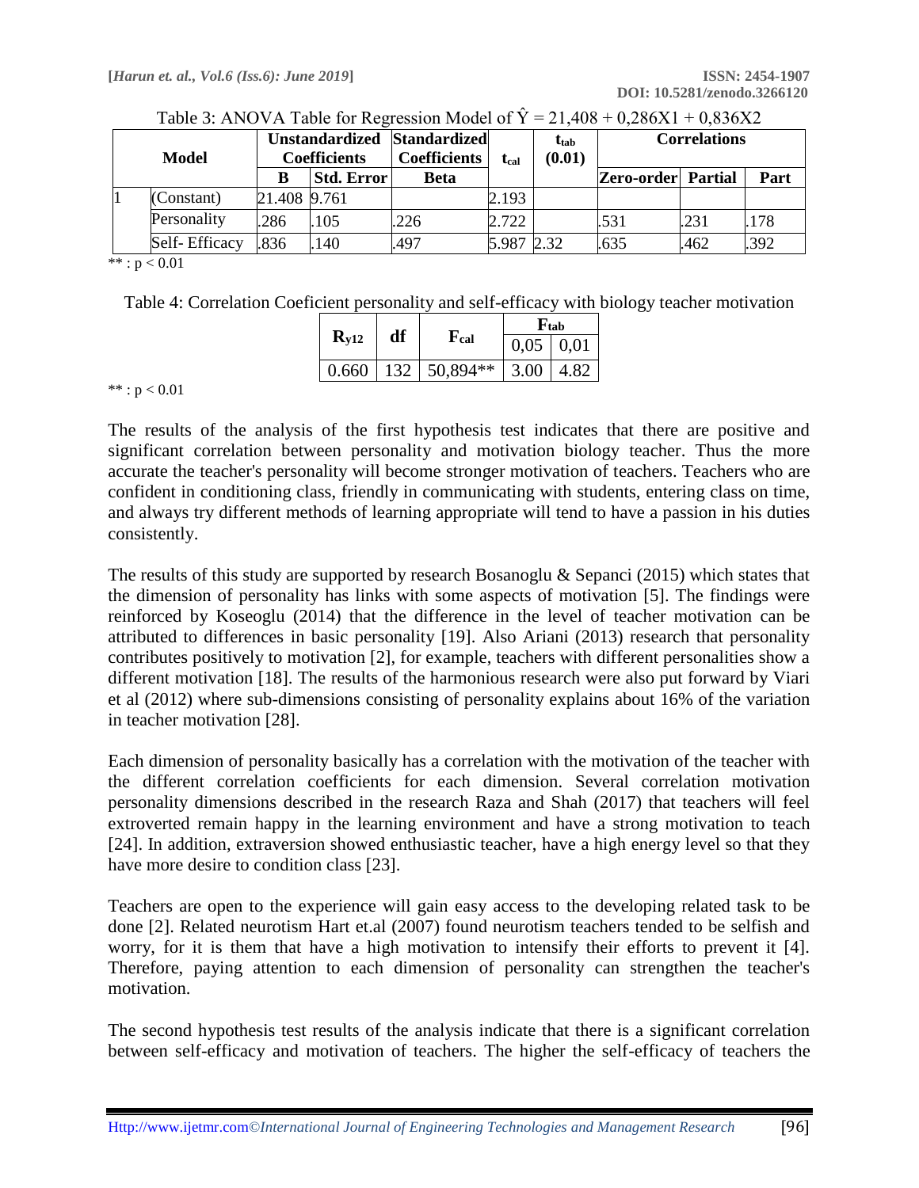Table 3: ANOVA Table for Regression Model of $\hat{Y} = 21{,}408 + 0{,}286X1 + 0{,}836X2$

| Model | | Unstandardized Coefficients | | Standardized Coefficients | $t_{cal}$ | $t_{tab}$ (0.01) | Correlations | | |
|---|---|---|---|---|---|---|---|---|---|
| | | B | Std. Error | Beta | | | Zero-order | Partial | Part |
| 1 | (Constant) | 21.408 | 9.761 | | 2.193 | | | | |
| | Personality | .286 | .105 | .226 | 2.722 | | .531 | .231 | .178 |
| | Self- Efficacy | .836 | .140 | .497 | 5.987 | 2.32 | .635 | .462 | .392 |

** : $p < 0.01$

Table 4: Correlation Coeficient personality and self-efficacy with biology teacher motivation

| $R_{y12}$ | df | $F_{cal}$ | $F_{tab}$ | |
|---|---|---|---|---|
| | | | 0,05 | 0,01 |
| 0.660 | 132 | 50,894** | 3.00 | 4.82 |

** : $p < 0.01$

The results of the analysis of the first hypothesis test indicates that there are positive and significant correlation between personality and motivation biology teacher. Thus the more accurate the teacher's personality will become stronger motivation of teachers. Teachers who are confident in conditioning class, friendly in communicating with students, entering class on time, and always try different methods of learning appropriate will tend to have a passion in his duties consistently.

The results of this study are supported by research Bosanoglu & Sepanci (2015) which states that the dimension of personality has links with some aspects of motivation [5]. The findings were reinforced by Koseoglu (2014) that the difference in the level of teacher motivation can be attributed to differences in basic personality [19]. Also Ariani (2013) research that personality contributes positively to motivation [2], for example, teachers with different personalities show a different motivation [18]. The results of the harmonious research were also put forward by Viari et al (2012) where sub-dimensions consisting of personality explains about 16% of the variation in teacher motivation [28].

Each dimension of personality basically has a correlation with the motivation of the teacher with the different correlation coefficients for each dimension. Several correlation motivation personality dimensions described in the research Raza and Shah (2017) that teachers will feel extroverted remain happy in the learning environment and have a strong motivation to teach [24]. In addition, extraversion showed enthusiastic teacher, have a high energy level so that they have more desire to condition class [23].

Teachers are open to the experience will gain easy access to the developing related task to be done [2]. Related neurotism Hart et.al (2007) found neurotism teachers tended to be selfish and worry, for it is them that have a high motivation to intensify their efforts to prevent it [4]. Therefore, paying attention to each dimension of personality can strengthen the teacher's motivation.

The second hypothesis test results of the analysis indicate that there is a significant correlation between self-efficacy and motivation of teachers. The higher the self-efficacy of teachers the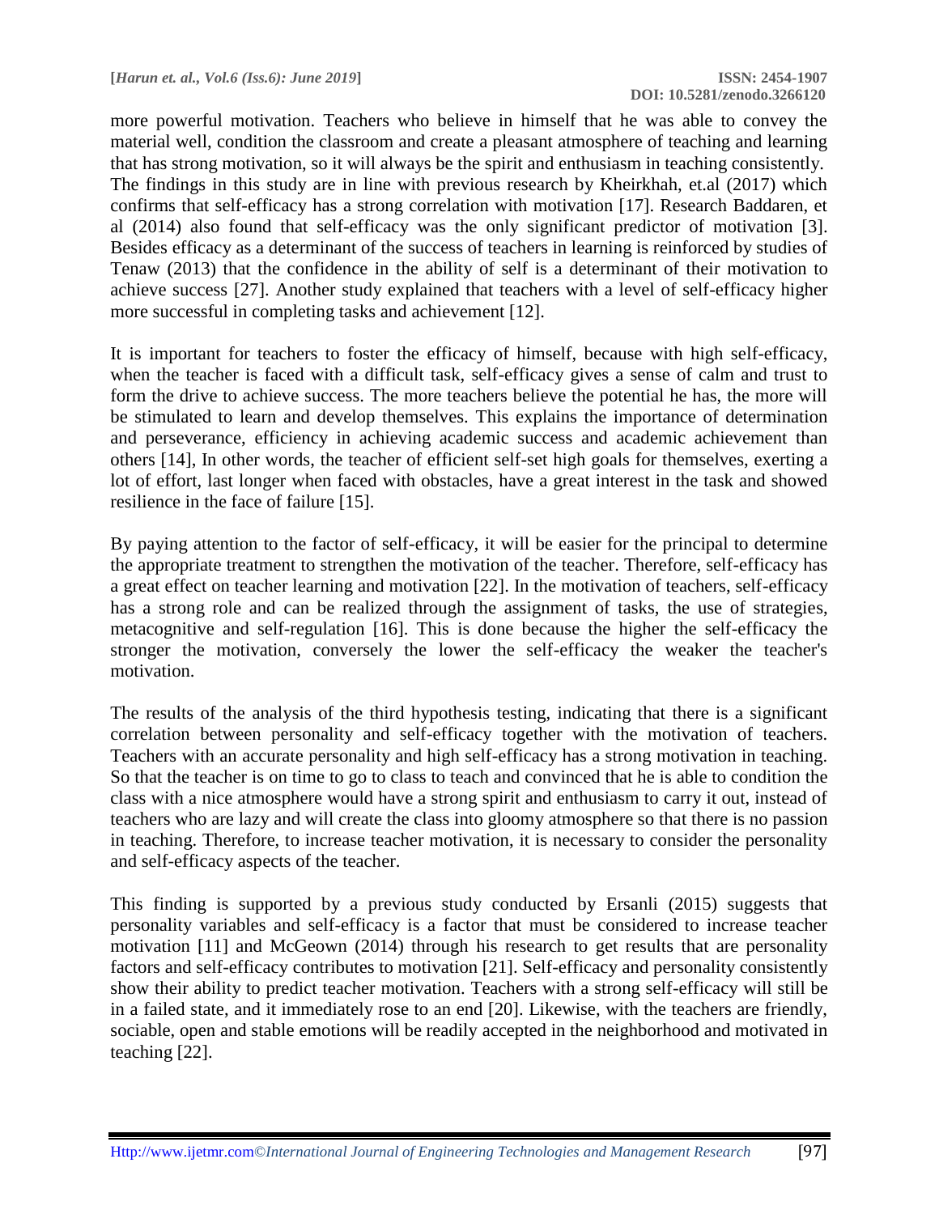more powerful motivation. Teachers who believe in himself that he was able to convey the material well, condition the classroom and create a pleasant atmosphere of teaching and learning that has strong motivation, so it will always be the spirit and enthusiasm in teaching consistently. The findings in this study are in line with previous research by Kheirkhah, et.al (2017) which confirms that self-efficacy has a strong correlation with motivation [17]. Research Baddaren, et al (2014) also found that self-efficacy was the only significant predictor of motivation [3]. Besides efficacy as a determinant of the success of teachers in learning is reinforced by studies of Tenaw (2013) that the confidence in the ability of self is a determinant of their motivation to achieve success [27]. Another study explained that teachers with a level of self-efficacy higher more successful in completing tasks and achievement [12].

It is important for teachers to foster the efficacy of himself, because with high self-efficacy, when the teacher is faced with a difficult task, self-efficacy gives a sense of calm and trust to form the drive to achieve success. The more teachers believe the potential he has, the more will be stimulated to learn and develop themselves. This explains the importance of determination and perseverance, efficiency in achieving academic success and academic achievement than others [14], In other words, the teacher of efficient self-set high goals for themselves, exerting a lot of effort, last longer when faced with obstacles, have a great interest in the task and showed resilience in the face of failure [15].

By paying attention to the factor of self-efficacy, it will be easier for the principal to determine the appropriate treatment to strengthen the motivation of the teacher. Therefore, self-efficacy has a great effect on teacher learning and motivation [22]. In the motivation of teachers, self-efficacy has a strong role and can be realized through the assignment of tasks, the use of strategies, metacognitive and self-regulation [16]. This is done because the higher the self-efficacy the stronger the motivation, conversely the lower the self-efficacy the weaker the teacher's motivation.

The results of the analysis of the third hypothesis testing, indicating that there is a significant correlation between personality and self-efficacy together with the motivation of teachers. Teachers with an accurate personality and high self-efficacy has a strong motivation in teaching. So that the teacher is on time to go to class to teach and convinced that he is able to condition the class with a nice atmosphere would have a strong spirit and enthusiasm to carry it out, instead of teachers who are lazy and will create the class into gloomy atmosphere so that there is no passion in teaching. Therefore, to increase teacher motivation, it is necessary to consider the personality and self-efficacy aspects of the teacher.

This finding is supported by a previous study conducted by Ersanli (2015) suggests that personality variables and self-efficacy is a factor that must be considered to increase teacher motivation [11] and McGeown (2014) through his research to get results that are personality factors and self-efficacy contributes to motivation [21]. Self-efficacy and personality consistently show their ability to predict teacher motivation. Teachers with a strong self-efficacy will still be in a failed state, and it immediately rose to an end [20]. Likewise, with the teachers are friendly, sociable, open and stable emotions will be readily accepted in the neighborhood and motivated in teaching [22].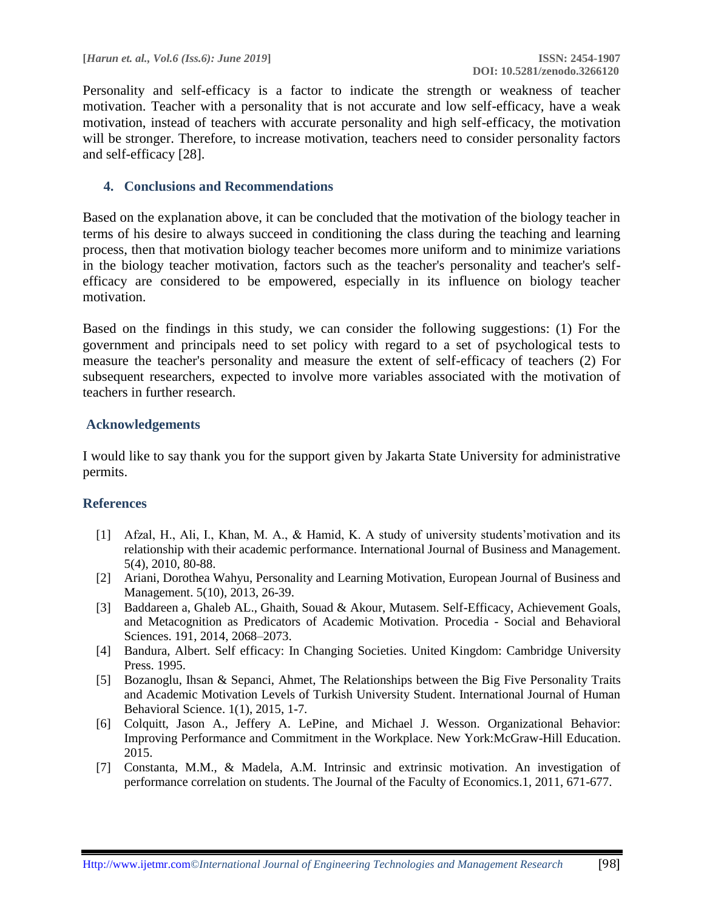Personality and self-efficacy is a factor to indicate the strength or weakness of teacher motivation. Teacher with a personality that is not accurate and low self-efficacy, have a weak motivation, instead of teachers with accurate personality and high self-efficacy, the motivation will be stronger. Therefore, to increase motivation, teachers need to consider personality factors and self-efficacy [28].

## 4. Conclusions and Recommendations

Based on the explanation above, it can be concluded that the motivation of the biology teacher in terms of his desire to always succeed in conditioning the class during the teaching and learning process, then that motivation biology teacher becomes more uniform and to minimize variations in the biology teacher motivation, factors such as the teacher's personality and teacher's self-efficacy are considered to be empowered, especially in its influence on biology teacher motivation.

Based on the findings in this study, we can consider the following suggestions: (1) For the government and principals need to set policy with regard to a set of psychological tests to measure the teacher's personality and measure the extent of self-efficacy of teachers (2) For subsequent researchers, expected to involve more variables associated with the motivation of teachers in further research.

## Acknowledgements

I would like to say thank you for the support given by Jakarta State University for administrative permits.

## References

[1] Afzal, H., Ali, I., Khan, M. A., & Hamid, K. A study of university students'motivation and its relationship with their academic performance. International Journal of Business and Management. 5(4), 2010, 80-88.

[2] Ariani, Dorothea Wahyu, Personality and Learning Motivation, European Journal of Business and Management. 5(10), 2013, 26-39.

[3] Baddareen a, Ghaleb AL., Ghaith, Souad & Akour, Mutasem. Self-Efficacy, Achievement Goals, and Metacognition as Predicators of Academic Motivation. Procedia - Social and Behavioral Sciences. 191, 2014, 2068–2073.

[4] Bandura, Albert. Self efficacy: In Changing Societies. United Kingdom: Cambridge University Press. 1995.

[5] Bozanoglu, Ihsan & Sepanci, Ahmet, The Relationships between the Big Five Personality Traits and Academic Motivation Levels of Turkish University Student. International Journal of Human Behavioral Science. 1(1), 2015, 1-7.

[6] Colquitt, Jason A., Jeffery A. LePine, and Michael J. Wesson. Organizational Behavior: Improving Performance and Commitment in the Workplace. New York:McGraw-Hill Education. 2015.

[7] Constanta, M.M., & Madela, A.M. Intrinsic and extrinsic motivation. An investigation of performance correlation on students. The Journal of the Faculty of Economics.1, 2011, 671-677.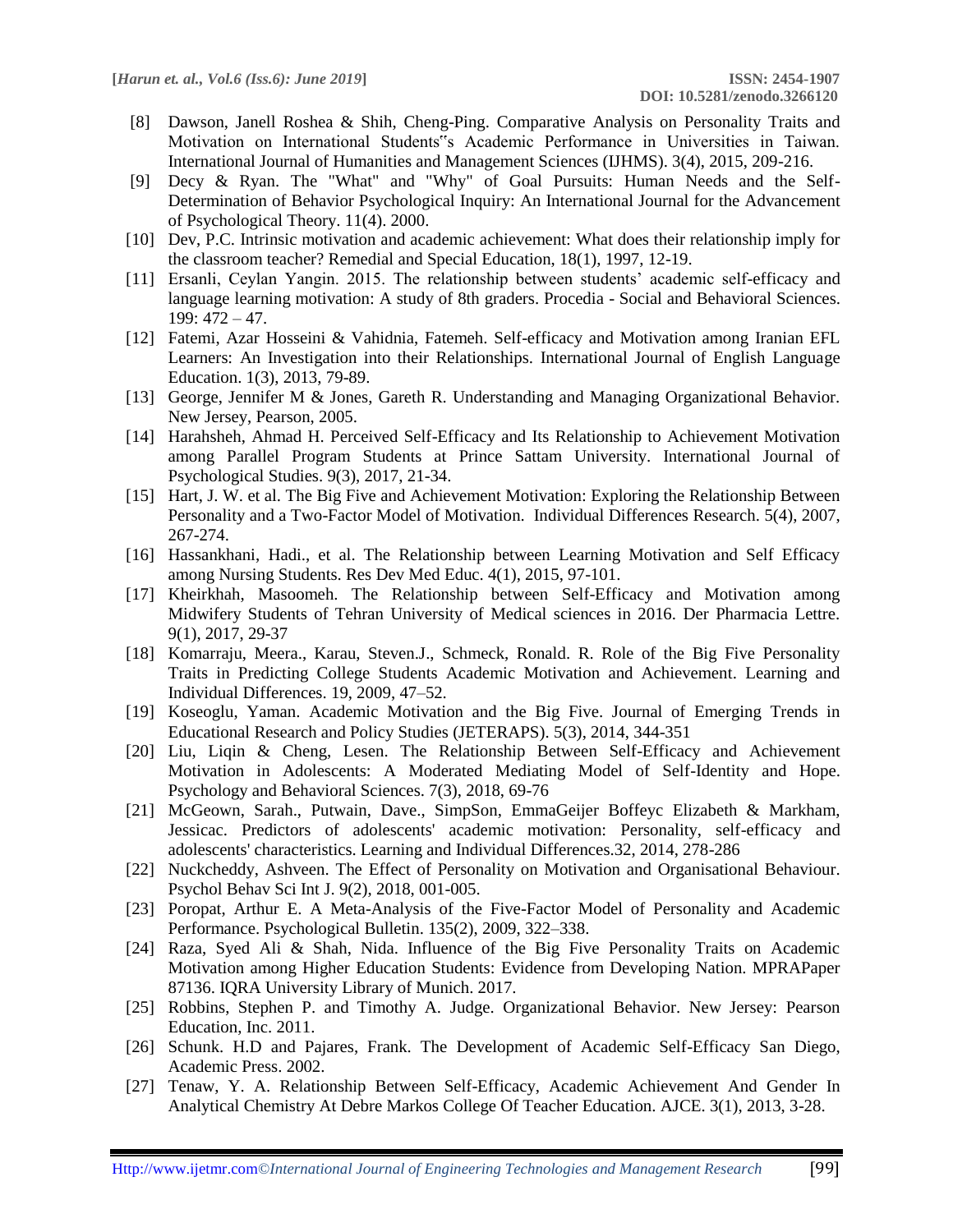[8] Dawson, Janell Roshea & Shih, Cheng-Ping. Comparative Analysis on Personality Traits and Motivation on International Students"s Academic Performance in Universities in Taiwan. International Journal of Humanities and Management Sciences (IJHMS). 3(4), 2015, 209-216.

[9] Decy & Ryan. The "What" and "Why" of Goal Pursuits: Human Needs and the Self-Determination of Behavior Psychological Inquiry: An International Journal for the Advancement of Psychological Theory. 11(4). 2000.

[10] Dev, P.C. Intrinsic motivation and academic achievement: What does their relationship imply for the classroom teacher? Remedial and Special Education, 18(1), 1997, 12-19.

[11] Ersanli, Ceylan Yangin. 2015. The relationship between students' academic self-efficacy and language learning motivation: A study of 8th graders. Procedia - Social and Behavioral Sciences. 199: 472 – 47.

[12] Fatemi, Azar Hosseini & Vahidnia, Fatemeh. Self-efficacy and Motivation among Iranian EFL Learners: An Investigation into their Relationships. International Journal of English Language Education. 1(3), 2013, 79-89.

[13] George, Jennifer M & Jones, Gareth R. Understanding and Managing Organizational Behavior. New Jersey, Pearson, 2005.

[14] Harahsheh, Ahmad H. Perceived Self-Efficacy and Its Relationship to Achievement Motivation among Parallel Program Students at Prince Sattam University. International Journal of Psychological Studies. 9(3), 2017, 21-34.

[15] Hart, J. W. et al. The Big Five and Achievement Motivation: Exploring the Relationship Between Personality and a Two-Factor Model of Motivation. Individual Differences Research. 5(4), 2007, 267-274.

[16] Hassankhani, Hadi., et al. The Relationship between Learning Motivation and Self Efficacy among Nursing Students. Res Dev Med Educ. 4(1), 2015, 97-101.

[17] Kheirkhah, Masoomeh. The Relationship between Self-Efficacy and Motivation among Midwifery Students of Tehran University of Medical sciences in 2016. Der Pharmacia Lettre. 9(1), 2017, 29-37

[18] Komarraju, Meera., Karau, Steven.J., Schmeck, Ronald. R. Role of the Big Five Personality Traits in Predicting College Students Academic Motivation and Achievement. Learning and Individual Differences. 19, 2009, 47–52.

[19] Koseoglu, Yaman. Academic Motivation and the Big Five. Journal of Emerging Trends in Educational Research and Policy Studies (JETERAPS). 5(3), 2014, 344-351

[20] Liu, Liqin & Cheng, Lesen. The Relationship Between Self-Efficacy and Achievement Motivation in Adolescents: A Moderated Mediating Model of Self-Identity and Hope. Psychology and Behavioral Sciences. 7(3), 2018, 69-76

[21] McGeown, Sarah., Putwain, Dave., SimpSon, EmmaGeijer Boffeyc Elizabeth & Markham, Jessicac. Predictors of adolescents' academic motivation: Personality, self-efficacy and adolescents' characteristics. Learning and Individual Differences.32, 2014, 278-286

[22] Nuckcheddy, Ashveen. The Effect of Personality on Motivation and Organisational Behaviour. Psychol Behav Sci Int J. 9(2), 2018, 001-005.

[23] Poropat, Arthur E. A Meta-Analysis of the Five-Factor Model of Personality and Academic Performance. Psychological Bulletin. 135(2), 2009, 322–338.

[24] Raza, Syed Ali & Shah, Nida. Influence of the Big Five Personality Traits on Academic Motivation among Higher Education Students: Evidence from Developing Nation. MPRAPaper 87136. IQRA University Library of Munich. 2017.

[25] Robbins, Stephen P. and Timothy A. Judge. Organizational Behavior. New Jersey: Pearson Education, Inc. 2011.

[26] Schunk. H.D and Pajares, Frank. The Development of Academic Self-Efficacy San Diego, Academic Press. 2002.

[27] Tenaw, Y. A. Relationship Between Self-Efficacy, Academic Achievement And Gender In Analytical Chemistry At Debre Markos College Of Teacher Education. AJCE. 3(1), 2013, 3-28.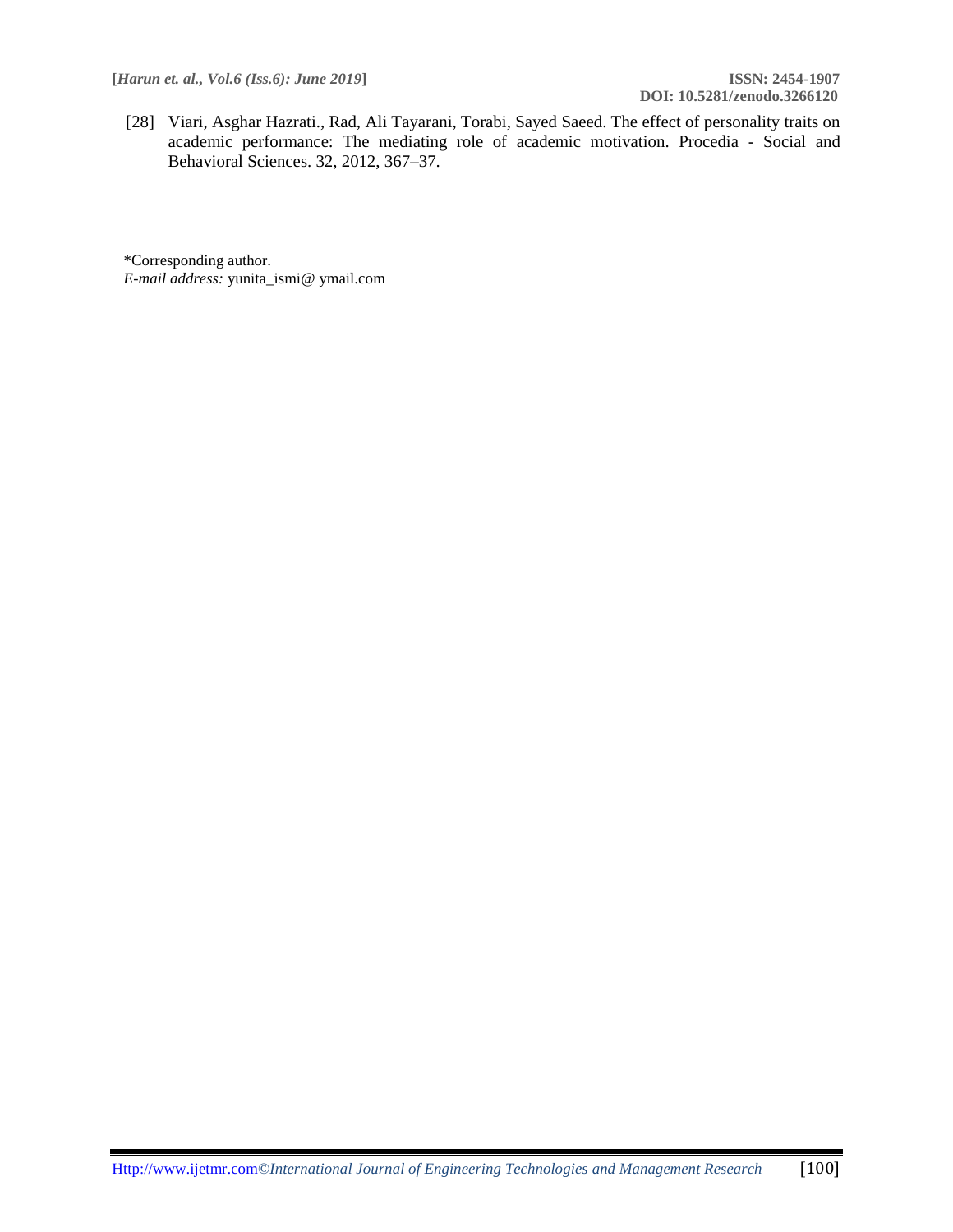[28] Viari, Asghar Hazrati., Rad, Ali Tayarani, Torabi, Sayed Saeed. The effect of personality traits on academic performance: The mediating role of academic motivation. Procedia - Social and Behavioral Sciences. 32, 2012, 367–37.

---

*Corresponding author.
*E-mail address:* yunita_ismi@ ymail.com